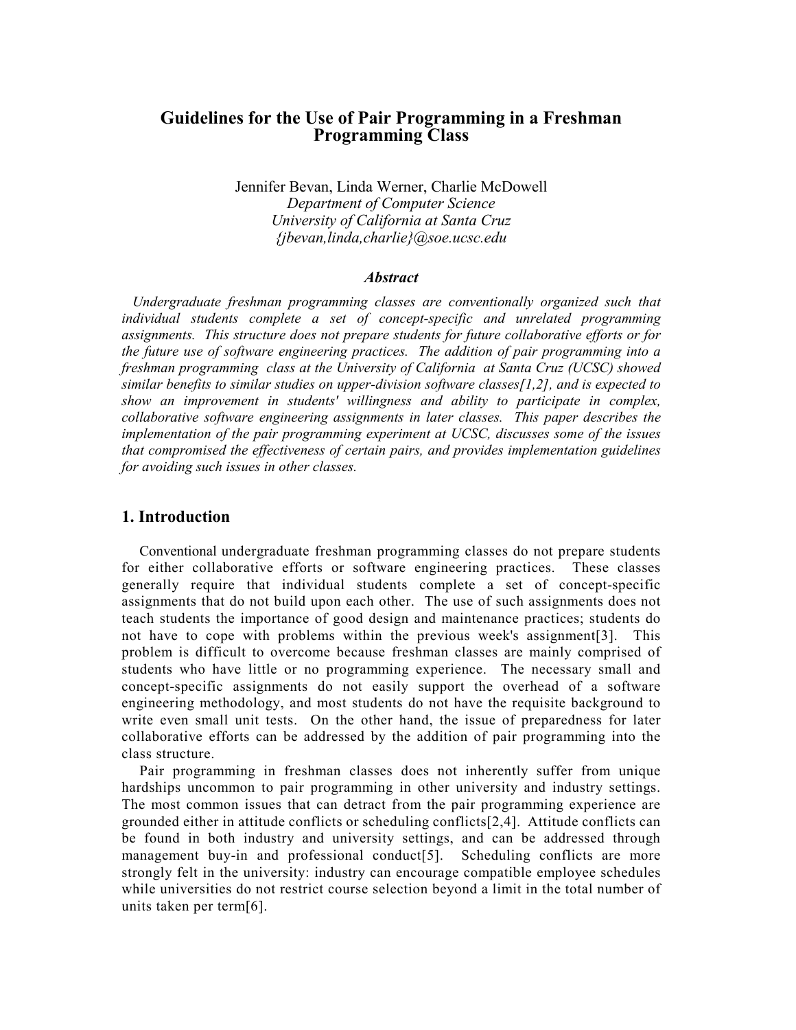# Guidelines for the Use of Pair Programming in a Freshman Programming Class

Jennifer Bevan, Linda Werner, Charlie McDowell
*Department of Computer Science*
*University of California at Santa Cruz*
*{jbevan,linda,charlie}@soe.ucsc.edu*

### *Abstract*

*Undergraduate freshman programming classes are conventionally organized such that individual students complete a set of concept-specific and unrelated programming assignments. This structure does not prepare students for future collaborative efforts or for the future use of software engineering practices. The addition of pair programming into a freshman programming class at the University of California at Santa Cruz (UCSC) showed similar benefits to similar studies on upper-division software classes[1,2], and is expected to show an improvement in students' willingness and ability to participate in complex, collaborative software engineering assignments in later classes. This paper describes the implementation of the pair programming experiment at UCSC, discusses some of the issues that compromised the effectiveness of certain pairs, and provides implementation guidelines for avoiding such issues in other classes.*

## 1. Introduction

Conventional undergraduate freshman programming classes do not prepare students for either collaborative efforts or software engineering practices. These classes generally require that individual students complete a set of concept-specific assignments that do not build upon each other. The use of such assignments does not teach students the importance of good design and maintenance practices; students do not have to cope with problems within the previous week's assignment[3]. This problem is difficult to overcome because freshman classes are mainly comprised of students who have little or no programming experience. The necessary small and concept-specific assignments do not easily support the overhead of a software engineering methodology, and most students do not have the requisite background to write even small unit tests. On the other hand, the issue of preparedness for later collaborative efforts can be addressed by the addition of pair programming into the class structure.

Pair programming in freshman classes does not inherently suffer from unique hardships uncommon to pair programming in other university and industry settings. The most common issues that can detract from the pair programming experience are grounded either in attitude conflicts or scheduling conflicts[2,4]. Attitude conflicts can be found in both industry and university settings, and can be addressed through management buy-in and professional conduct[5]. Scheduling conflicts are more strongly felt in the university: industry can encourage compatible employee schedules while universities do not restrict course selection beyond a limit in the total number of units taken per term[6].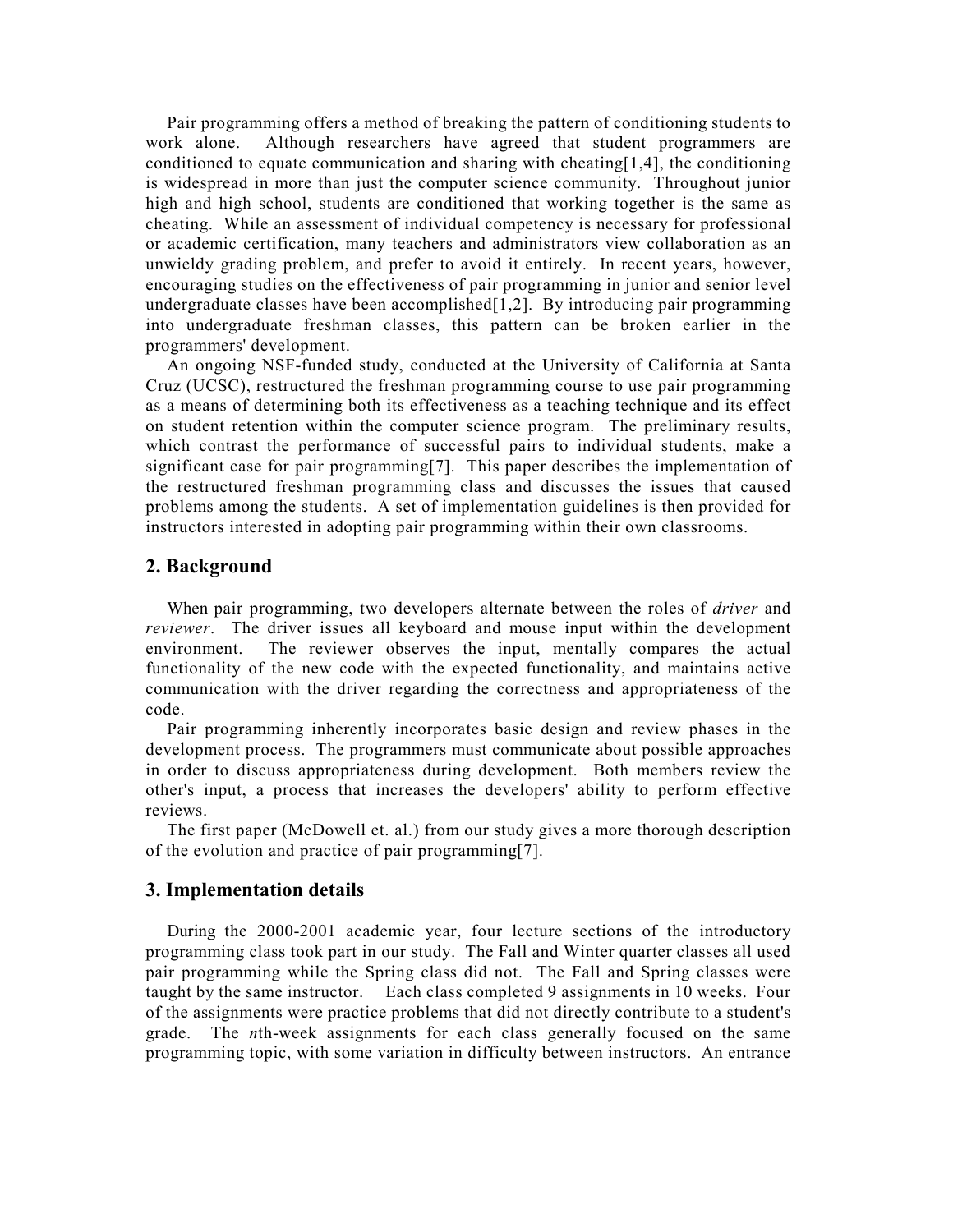Pair programming offers a method of breaking the pattern of conditioning students to work alone. Although researchers have agreed that student programmers are conditioned to equate communication and sharing with cheating[1,4], the conditioning is widespread in more than just the computer science community. Throughout junior high and high school, students are conditioned that working together is the same as cheating. While an assessment of individual competency is necessary for professional or academic certification, many teachers and administrators view collaboration as an unwieldy grading problem, and prefer to avoid it entirely. In recent years, however, encouraging studies on the effectiveness of pair programming in junior and senior level undergraduate classes have been accomplished[1,2]. By introducing pair programming into undergraduate freshman classes, this pattern can be broken earlier in the programmers' development.

An ongoing NSF-funded study, conducted at the University of California at Santa Cruz (UCSC), restructured the freshman programming course to use pair programming as a means of determining both its effectiveness as a teaching technique and its effect on student retention within the computer science program. The preliminary results, which contrast the performance of successful pairs to individual students, make a significant case for pair programming[7]. This paper describes the implementation of the restructured freshman programming class and discusses the issues that caused problems among the students. A set of implementation guidelines is then provided for instructors interested in adopting pair programming within their own classrooms.

## 2. Background

When pair programming, two developers alternate between the roles of *driver* and *reviewer*. The driver issues all keyboard and mouse input within the development environment. The reviewer observes the input, mentally compares the actual functionality of the new code with the expected functionality, and maintains active communication with the driver regarding the correctness and appropriateness of the code.

Pair programming inherently incorporates basic design and review phases in the development process. The programmers must communicate about possible approaches in order to discuss appropriateness during development. Both members review the other's input, a process that increases the developers' ability to perform effective reviews.

The first paper (McDowell et. al.) from our study gives a more thorough description of the evolution and practice of pair programming[7].

## 3. Implementation details

During the 2000-2001 academic year, four lecture sections of the introductory programming class took part in our study. The Fall and Winter quarter classes all used pair programming while the Spring class did not. The Fall and Spring classes were taught by the same instructor. Each class completed 9 assignments in 10 weeks. Four of the assignments were practice problems that did not directly contribute to a student's grade. The *n*th-week assignments for each class generally focused on the same programming topic, with some variation in difficulty between instructors. An entrance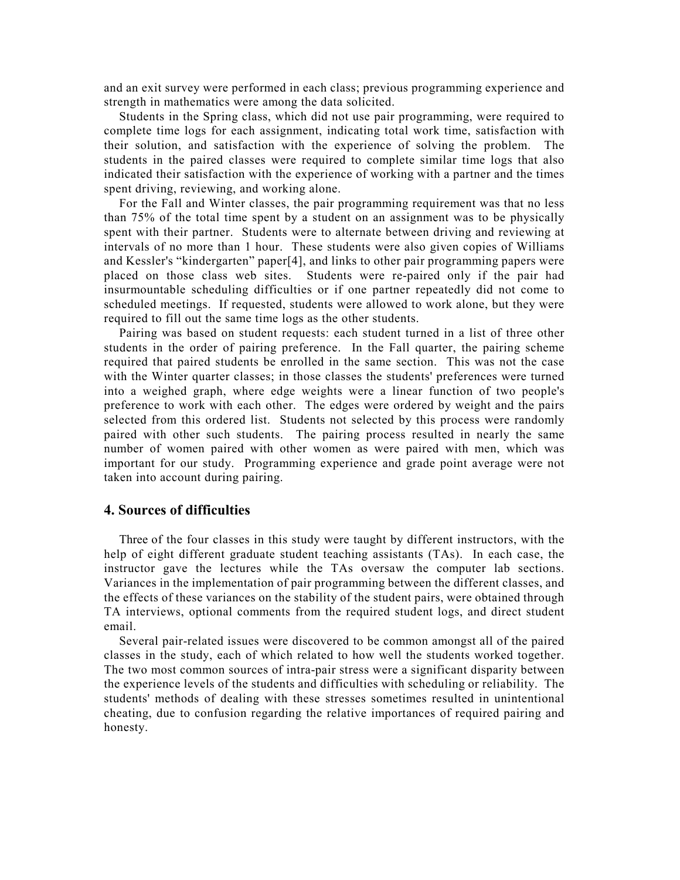and an exit survey were performed in each class; previous programming experience and strength in mathematics were among the data solicited.

Students in the Spring class, which did not use pair programming, were required to complete time logs for each assignment, indicating total work time, satisfaction with their solution, and satisfaction with the experience of solving the problem. The students in the paired classes were required to complete similar time logs that also indicated their satisfaction with the experience of working with a partner and the times spent driving, reviewing, and working alone.

For the Fall and Winter classes, the pair programming requirement was that no less than 75% of the total time spent by a student on an assignment was to be physically spent with their partner. Students were to alternate between driving and reviewing at intervals of no more than 1 hour. These students were also given copies of Williams and Kessler's "kindergarten" paper[4], and links to other pair programming papers were placed on those class web sites. Students were re-paired only if the pair had insurmountable scheduling difficulties or if one partner repeatedly did not come to scheduled meetings. If requested, students were allowed to work alone, but they were required to fill out the same time logs as the other students.

Pairing was based on student requests: each student turned in a list of three other students in the order of pairing preference. In the Fall quarter, the pairing scheme required that paired students be enrolled in the same section. This was not the case with the Winter quarter classes; in those classes the students' preferences were turned into a weighed graph, where edge weights were a linear function of two people's preference to work with each other. The edges were ordered by weight and the pairs selected from this ordered list. Students not selected by this process were randomly paired with other such students. The pairing process resulted in nearly the same number of women paired with other women as were paired with men, which was important for our study. Programming experience and grade point average were not taken into account during pairing.

## 4. Sources of difficulties

Three of the four classes in this study were taught by different instructors, with the help of eight different graduate student teaching assistants (TAs). In each case, the instructor gave the lectures while the TAs oversaw the computer lab sections. Variances in the implementation of pair programming between the different classes, and the effects of these variances on the stability of the student pairs, were obtained through TA interviews, optional comments from the required student logs, and direct student email.

Several pair-related issues were discovered to be common amongst all of the paired classes in the study, each of which related to how well the students worked together. The two most common sources of intra-pair stress were a significant disparity between the experience levels of the students and difficulties with scheduling or reliability. The students' methods of dealing with these stresses sometimes resulted in unintentional cheating, due to confusion regarding the relative importances of required pairing and honesty.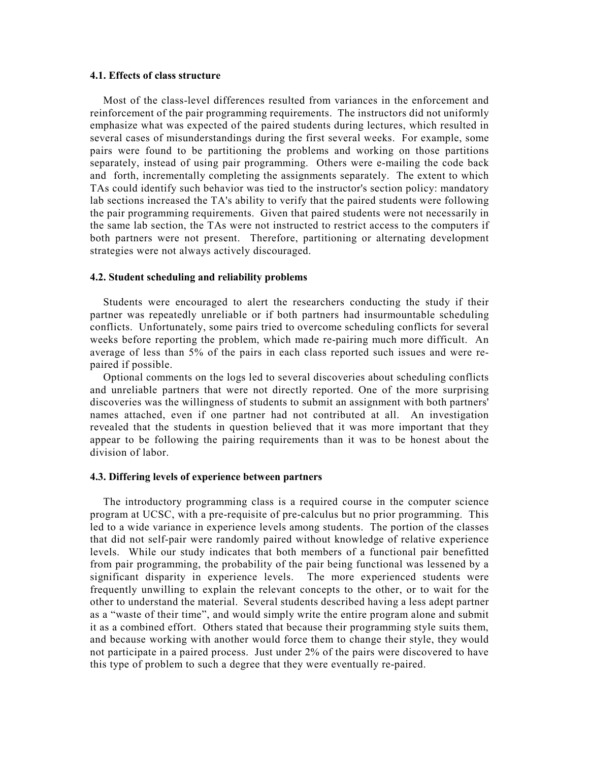### 4.1. Effects of class structure

Most of the class-level differences resulted from variances in the enforcement and reinforcement of the pair programming requirements. The instructors did not uniformly emphasize what was expected of the paired students during lectures, which resulted in several cases of misunderstandings during the first several weeks. For example, some pairs were found to be partitioning the problems and working on those partitions separately, instead of using pair programming. Others were e-mailing the code back and forth, incrementally completing the assignments separately. The extent to which TAs could identify such behavior was tied to the instructor's section policy: mandatory lab sections increased the TA's ability to verify that the paired students were following the pair programming requirements. Given that paired students were not necessarily in the same lab section, the TAs were not instructed to restrict access to the computers if both partners were not present. Therefore, partitioning or alternating development strategies were not always actively discouraged.

### 4.2. Student scheduling and reliability problems

Students were encouraged to alert the researchers conducting the study if their partner was repeatedly unreliable or if both partners had insurmountable scheduling conflicts. Unfortunately, some pairs tried to overcome scheduling conflicts for several weeks before reporting the problem, which made re-pairing much more difficult. An average of less than 5% of the pairs in each class reported such issues and were re-paired if possible.

Optional comments on the logs led to several discoveries about scheduling conflicts and unreliable partners that were not directly reported. One of the more surprising discoveries was the willingness of students to submit an assignment with both partners' names attached, even if one partner had not contributed at all. An investigation revealed that the students in question believed that it was more important that they appear to be following the pairing requirements than it was to be honest about the division of labor.

### 4.3. Differing levels of experience between partners

The introductory programming class is a required course in the computer science program at UCSC, with a pre-requisite of pre-calculus but no prior programming. This led to a wide variance in experience levels among students. The portion of the classes that did not self-pair were randomly paired without knowledge of relative experience levels. While our study indicates that both members of a functional pair benefitted from pair programming, the probability of the pair being functional was lessened by a significant disparity in experience levels. The more experienced students were frequently unwilling to explain the relevant concepts to the other, or to wait for the other to understand the material. Several students described having a less adept partner as a "waste of their time", and would simply write the entire program alone and submit it as a combined effort. Others stated that because their programming style suits them, and because working with another would force them to change their style, they would not participate in a paired process. Just under 2% of the pairs were discovered to have this type of problem to such a degree that they were eventually re-paired.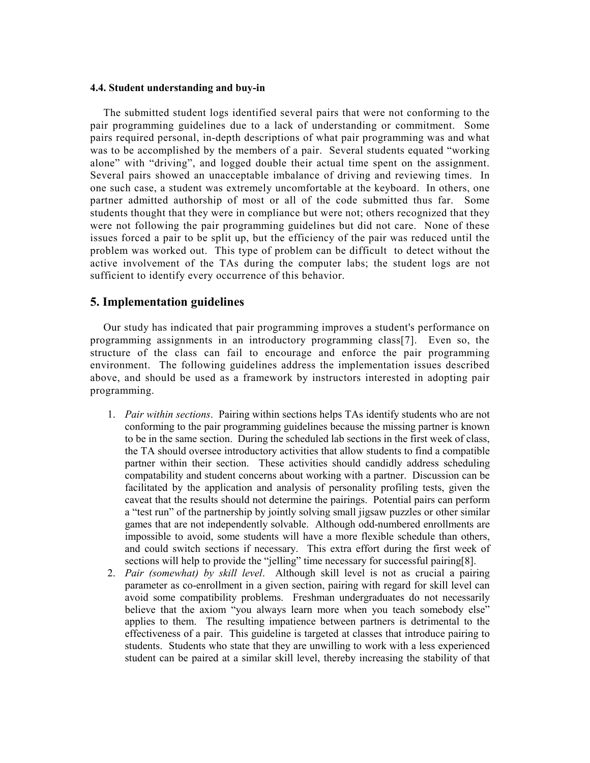### 4.4. Student understanding and buy-in

The submitted student logs identified several pairs that were not conforming to the pair programming guidelines due to a lack of understanding or commitment. Some pairs required personal, in-depth descriptions of what pair programming was and what was to be accomplished by the members of a pair. Several students equated "working alone" with "driving", and logged double their actual time spent on the assignment. Several pairs showed an unacceptable imbalance of driving and reviewing times. In one such case, a student was extremely uncomfortable at the keyboard. In others, one partner admitted authorship of most or all of the code submitted thus far. Some students thought that they were in compliance but were not; others recognized that they were not following the pair programming guidelines but did not care. None of these issues forced a pair to be split up, but the efficiency of the pair was reduced until the problem was worked out. This type of problem can be difficult to detect without the active involvement of the TAs during the computer labs; the student logs are not sufficient to identify every occurrence of this behavior.

## 5. Implementation guidelines

Our study has indicated that pair programming improves a student's performance on programming assignments in an introductory programming class[7]. Even so, the structure of the class can fail to encourage and enforce the pair programming environment. The following guidelines address the implementation issues described above, and should be used as a framework by instructors interested in adopting pair programming.

1. *Pair within sections*. Pairing within sections helps TAs identify students who are not conforming to the pair programming guidelines because the missing partner is known to be in the same section. During the scheduled lab sections in the first week of class, the TA should oversee introductory activities that allow students to find a compatible partner within their section. These activities should candidly address scheduling compatability and student concerns about working with a partner. Discussion can be facilitated by the application and analysis of personality profiling tests, given the caveat that the results should not determine the pairings. Potential pairs can perform a "test run" of the partnership by jointly solving small jigsaw puzzles or other similar games that are not independently solvable. Although odd-numbered enrollments are impossible to avoid, some students will have a more flexible schedule than others, and could switch sections if necessary. This extra effort during the first week of sections will help to provide the "jelling" time necessary for successful pairing[8].
2. *Pair (somewhat) by skill level*. Although skill level is not as crucial a pairing parameter as co-enrollment in a given section, pairing with regard for skill level can avoid some compatibility problems. Freshman undergraduates do not necessarily believe that the axiom "you always learn more when you teach somebody else" applies to them. The resulting impatience between partners is detrimental to the effectiveness of a pair. This guideline is targeted at classes that introduce pairing to students. Students who state that they are unwilling to work with a less experienced student can be paired at a similar skill level, thereby increasing the stability of that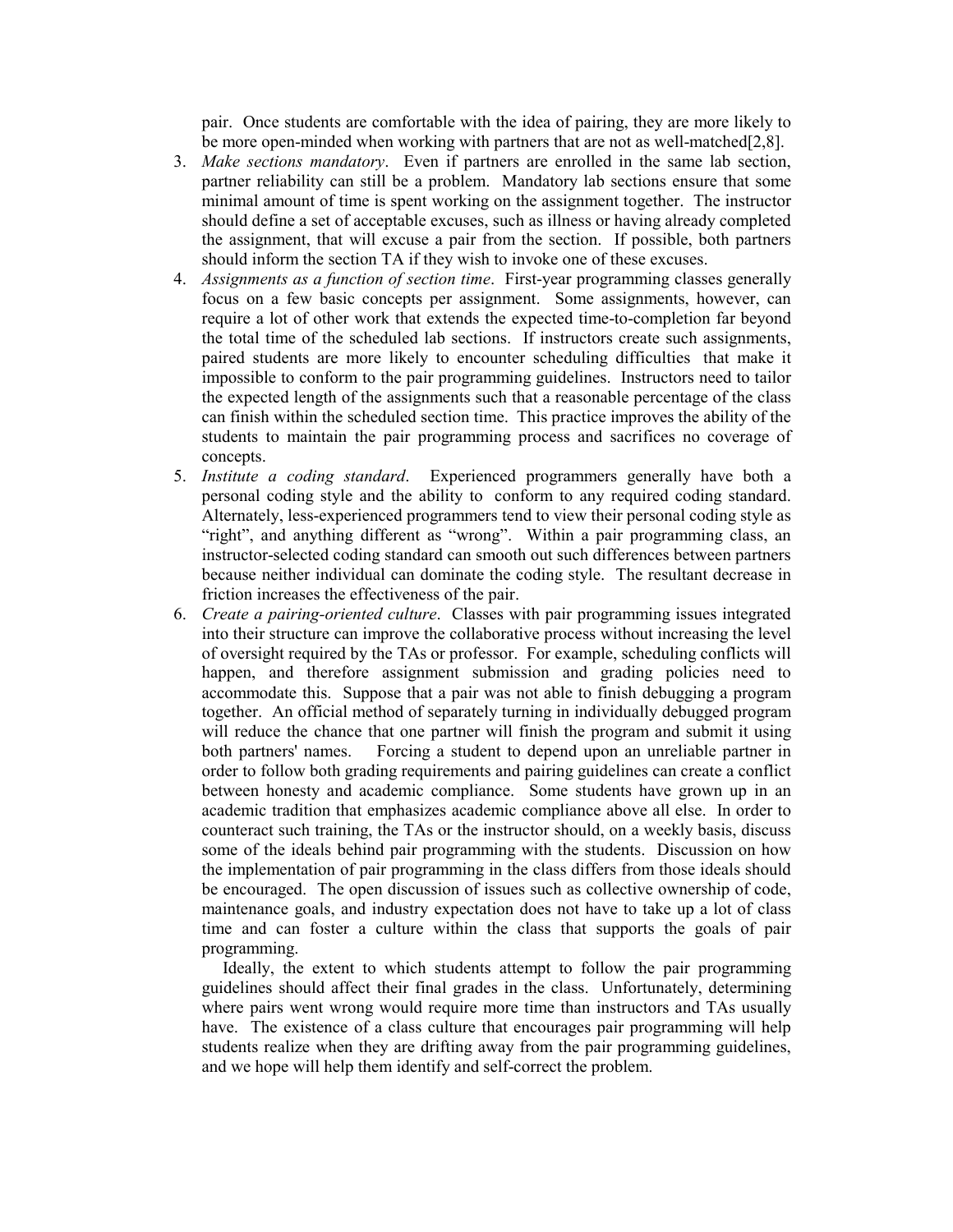pair. Once students are comfortable with the idea of pairing, they are more likely to be more open-minded when working with partners that are not as well-matched[2,8].

3. *Make sections mandatory*. Even if partners are enrolled in the same lab section, partner reliability can still be a problem. Mandatory lab sections ensure that some minimal amount of time is spent working on the assignment together. The instructor should define a set of acceptable excuses, such as illness or having already completed the assignment, that will excuse a pair from the section. If possible, both partners should inform the section TA if they wish to invoke one of these excuses.
4. *Assignments as a function of section time*. First-year programming classes generally focus on a few basic concepts per assignment. Some assignments, however, can require a lot of other work that extends the expected time-to-completion far beyond the total time of the scheduled lab sections. If instructors create such assignments, paired students are more likely to encounter scheduling difficulties that make it impossible to conform to the pair programming guidelines. Instructors need to tailor the expected length of the assignments such that a reasonable percentage of the class can finish within the scheduled section time. This practice improves the ability of the students to maintain the pair programming process and sacrifices no coverage of concepts.
5. *Institute a coding standard*. Experienced programmers generally have both a personal coding style and the ability to conform to any required coding standard. Alternately, less-experienced programmers tend to view their personal coding style as "right", and anything different as "wrong". Within a pair programming class, an instructor-selected coding standard can smooth out such differences between partners because neither individual can dominate the coding style. The resultant decrease in friction increases the effectiveness of the pair.
6. *Create a pairing-oriented culture*. Classes with pair programming issues integrated into their structure can improve the collaborative process without increasing the level of oversight required by the TAs or professor. For example, scheduling conflicts will happen, and therefore assignment submission and grading policies need to accommodate this. Suppose that a pair was not able to finish debugging a program together. An official method of separately turning in individually debugged program will reduce the chance that one partner will finish the program and submit it using both partners' names. Forcing a student to depend upon an unreliable partner in order to follow both grading requirements and pairing guidelines can create a conflict between honesty and academic compliance. Some students have grown up in an academic tradition that emphasizes academic compliance above all else. In order to counteract such training, the TAs or the instructor should, on a weekly basis, discuss some of the ideals behind pair programming with the students. Discussion on how the implementation of pair programming in the class differs from those ideals should be encouraged. The open discussion of issues such as collective ownership of code, maintenance goals, and industry expectation does not have to take up a lot of class time and can foster a culture within the class that supports the goals of pair programming.

Ideally, the extent to which students attempt to follow the pair programming guidelines should affect their final grades in the class. Unfortunately, determining where pairs went wrong would require more time than instructors and TAs usually have. The existence of a class culture that encourages pair programming will help students realize when they are drifting away from the pair programming guidelines, and we hope will help them identify and self-correct the problem.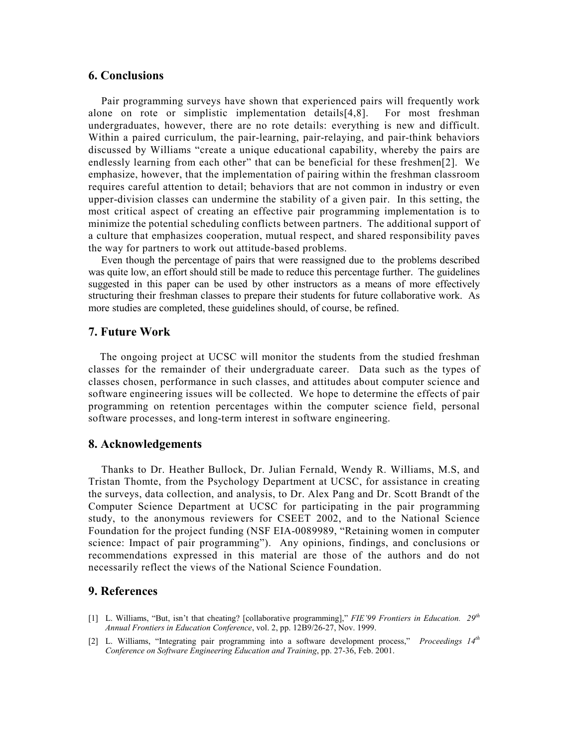## 6. Conclusions

Pair programming surveys have shown that experienced pairs will frequently work alone on rote or simplistic implementation details[4,8]. For most freshman undergraduates, however, there are no rote details: everything is new and difficult. Within a paired curriculum, the pair-learning, pair-relaying, and pair-think behaviors discussed by Williams "create a unique educational capability, whereby the pairs are endlessly learning from each other" that can be beneficial for these freshmen[2]. We emphasize, however, that the implementation of pairing within the freshman classroom requires careful attention to detail; behaviors that are not common in industry or even upper-division classes can undermine the stability of a given pair. In this setting, the most critical aspect of creating an effective pair programming implementation is to minimize the potential scheduling conflicts between partners. The additional support of a culture that emphasizes cooperation, mutual respect, and shared responsibility paves the way for partners to work out attitude-based problems.

Even though the percentage of pairs that were reassigned due to the problems described was quite low, an effort should still be made to reduce this percentage further. The guidelines suggested in this paper can be used by other instructors as a means of more effectively structuring their freshman classes to prepare their students for future collaborative work. As more studies are completed, these guidelines should, of course, be refined.

## 7. Future Work

The ongoing project at UCSC will monitor the students from the studied freshman classes for the remainder of their undergraduate career. Data such as the types of classes chosen, performance in such classes, and attitudes about computer science and software engineering issues will be collected. We hope to determine the effects of pair programming on retention percentages within the computer science field, personal software processes, and long-term interest in software engineering.

## 8. Acknowledgements

Thanks to Dr. Heather Bullock, Dr. Julian Fernald, Wendy R. Williams, M.S, and Tristan Thomte, from the Psychology Department at UCSC, for assistance in creating the surveys, data collection, and analysis, to Dr. Alex Pang and Dr. Scott Brandt of the Computer Science Department at UCSC for participating in the pair programming study, to the anonymous reviewers for CSEET 2002, and to the National Science Foundation for the project funding (NSF EIA-0089989, "Retaining women in computer science: Impact of pair programming"). Any opinions, findings, and conclusions or recommendations expressed in this material are those of the authors and do not necessarily reflect the views of the National Science Foundation.

## 9. References

[1] L. Williams, "But, isn't that cheating? [collaborative programming]," *FIE'99 Frontiers in Education. 29th Annual Frontiers in Education Conference*, vol. 2, pp. 12B9/26-27, Nov. 1999.

[2] L. Williams, "Integrating pair programming into a software development process," *Proceedings 14th Conference on Software Engineering Education and Training*, pp. 27-36, Feb. 2001.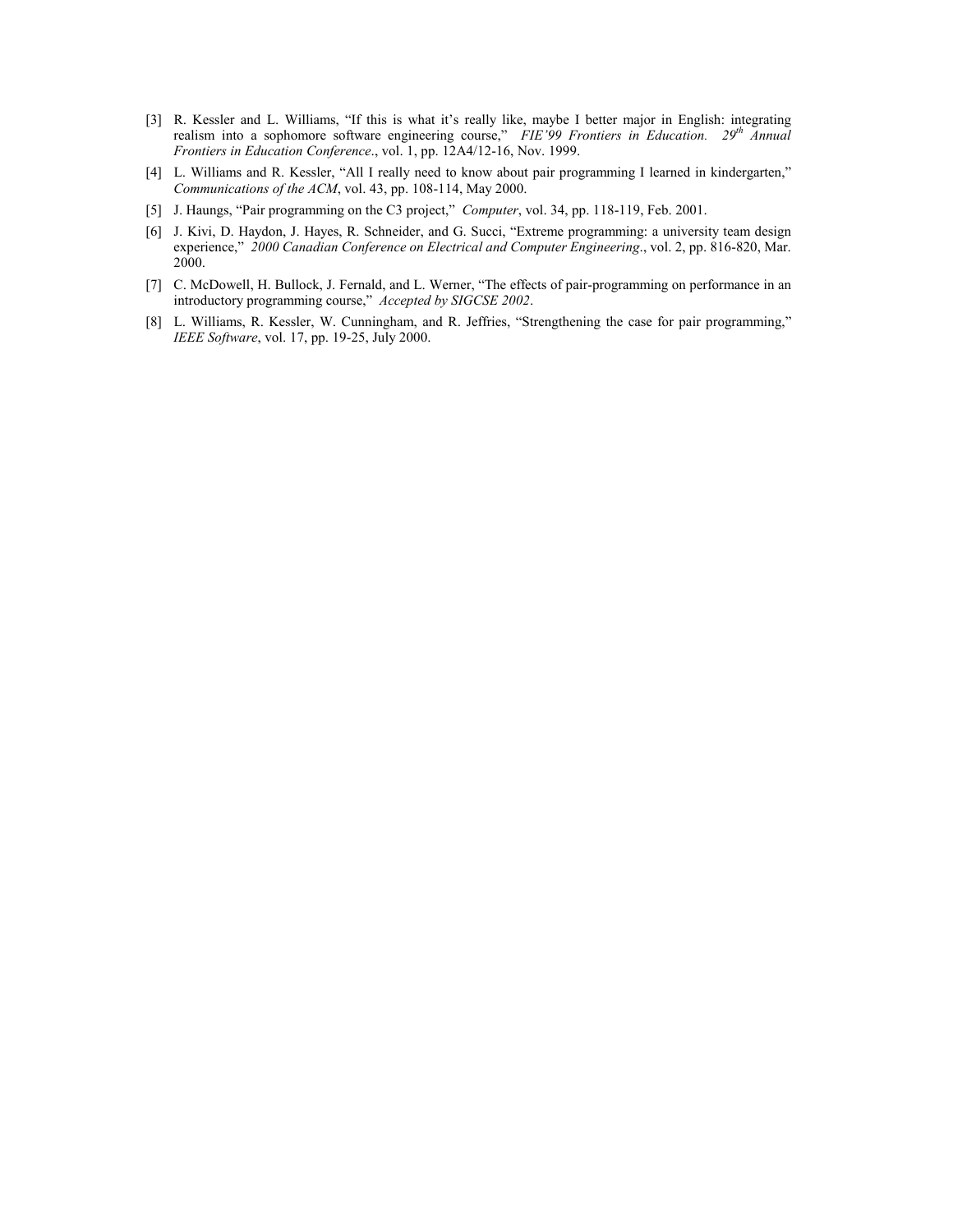[3] R. Kessler and L. Williams, “If this is what it’s really like, maybe I better major in English: integrating realism into a sophomore software engineering course,” *FIE’99 Frontiers in Education. 29th Annual Frontiers in Education Conference*., vol. 1, pp. 12A4/12-16, Nov. 1999.

[4] L. Williams and R. Kessler, “All I really need to know about pair programming I learned in kindergarten,” *Communications of the ACM*, vol. 43, pp. 108-114, May 2000.

[5] J. Haungs, “Pair programming on the C3 project,” *Computer*, vol. 34, pp. 118-119, Feb. 2001.

[6] J. Kivi, D. Haydon, J. Hayes, R. Schneider, and G. Succi, “Extreme programming: a university team design experience,” *2000 Canadian Conference on Electrical and Computer Engineering*., vol. 2, pp. 816-820, Mar. 2000.

[7] C. McDowell, H. Bullock, J. Fernald, and L. Werner, “The effects of pair-programming on performance in an introductory programming course,” *Accepted by SIGCSE 2002*.

[8] L. Williams, R. Kessler, W. Cunningham, and R. Jeffries, “Strengthening the case for pair programming,” *IEEE Software*, vol. 17, pp. 19-25, July 2000.